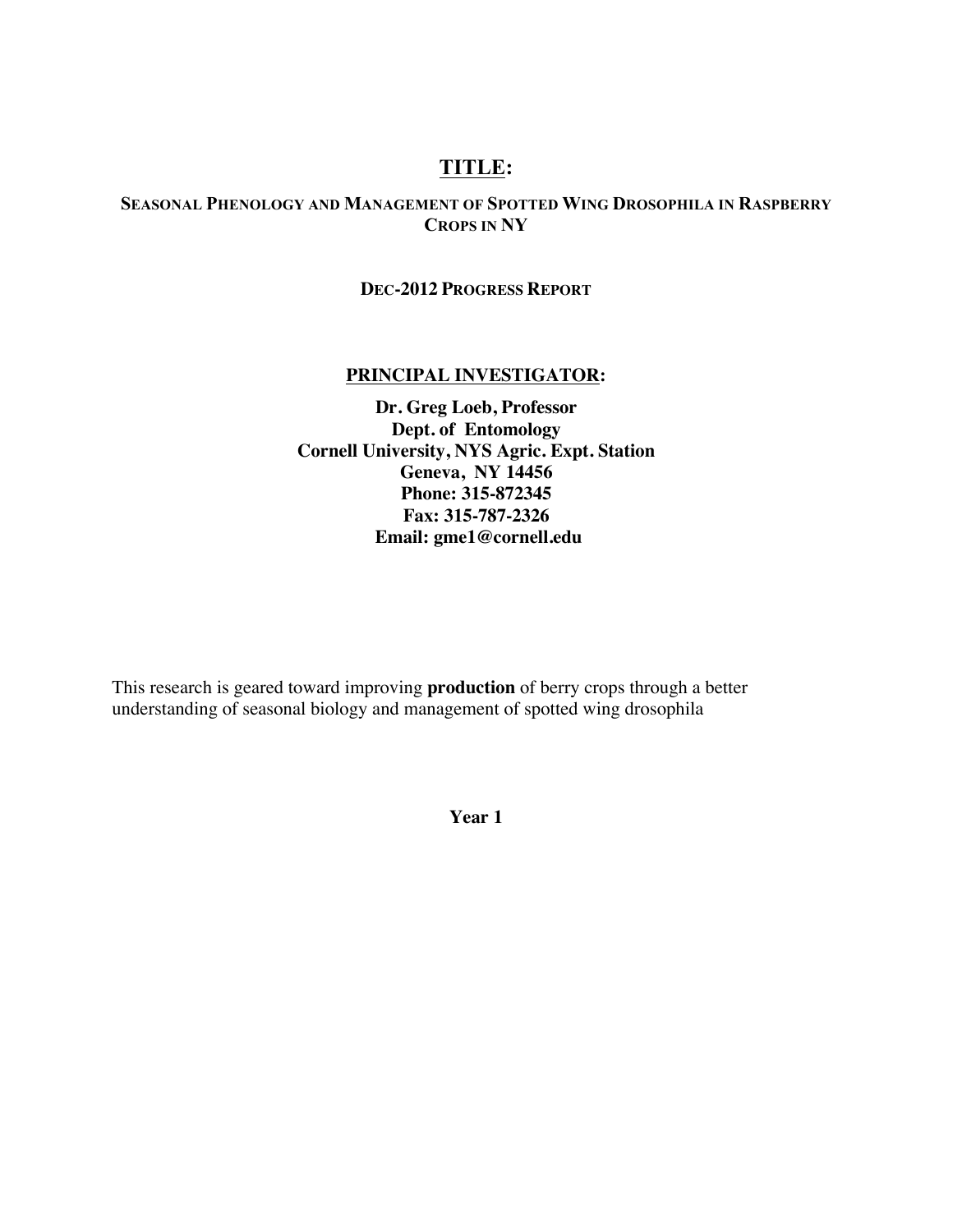# TITLE:

## Seasonal Phenology and Management of Spotted Wing Drosophila in Raspberry Crops in NY

**Dec-2012 Progress Report**

## PRINCIPAL INVESTIGATOR:

**Dr. Greg Loeb, Professor**
**Dept. of Entomology**
**Cornell University, NYS Agric. Expt. Station**
**Geneva, NY 14456**
**Phone: 315-872345**
**Fax: 315-787-2326**
**Email: gme1@cornell.edu**

This research is geared toward improving **production** of berry crops through a better understanding of seasonal biology and management of spotted wing drosophila

**Year 1**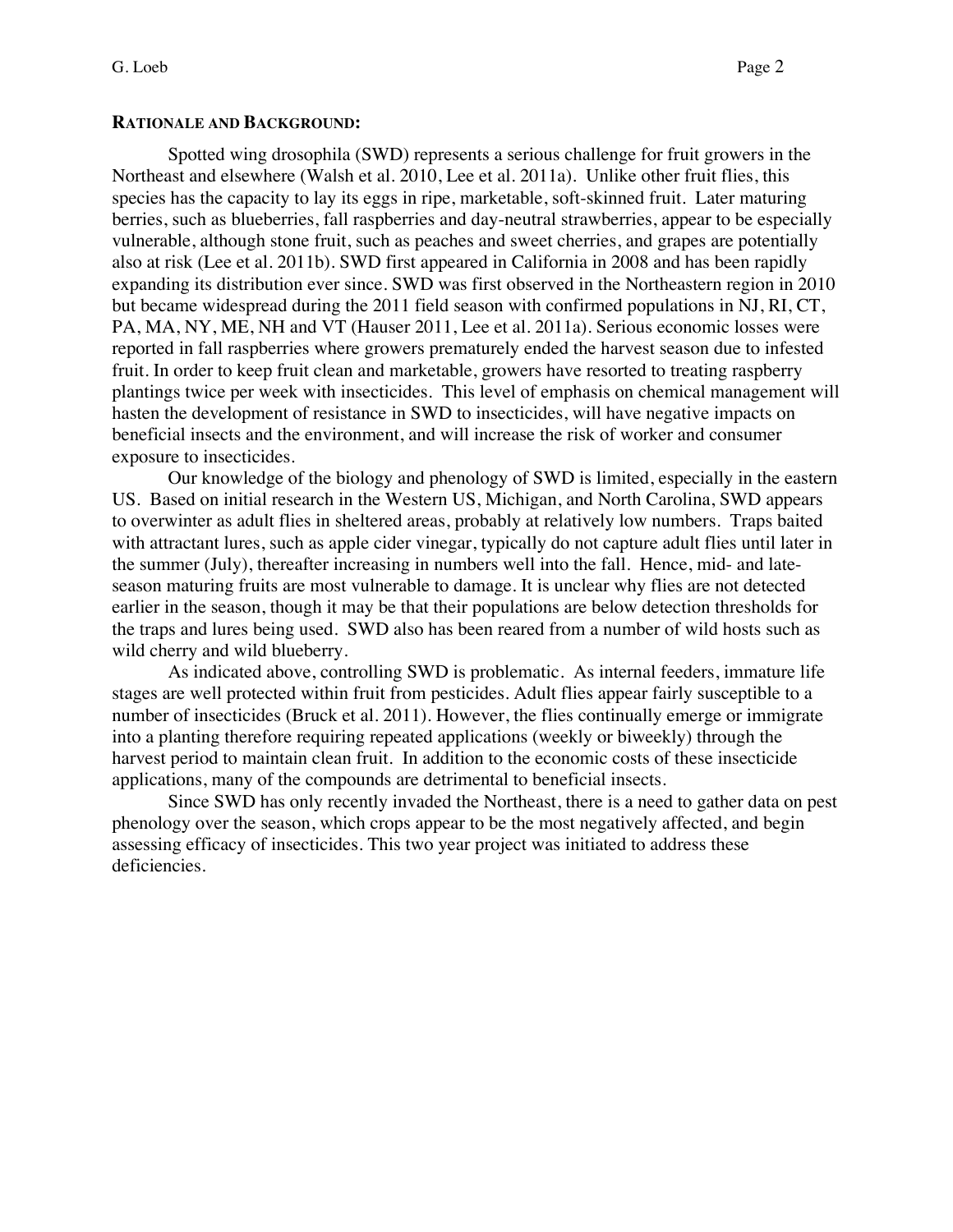**RATIONALE AND BACKGROUND:**

Spotted wing drosophila (SWD) represents a serious challenge for fruit growers in the Northeast and elsewhere (Walsh et al. 2010, Lee et al. 2011a). Unlike other fruit flies, this species has the capacity to lay its eggs in ripe, marketable, soft-skinned fruit. Later maturing berries, such as blueberries, fall raspberries and day-neutral strawberries, appear to be especially vulnerable, although stone fruit, such as peaches and sweet cherries, and grapes are potentially also at risk (Lee et al. 2011b). SWD first appeared in California in 2008 and has been rapidly expanding its distribution ever since. SWD was first observed in the Northeastern region in 2010 but became widespread during the 2011 field season with confirmed populations in NJ, RI, CT, PA, MA, NY, ME, NH and VT (Hauser 2011, Lee et al. 2011a). Serious economic losses were reported in fall raspberries where growers prematurely ended the harvest season due to infested fruit. In order to keep fruit clean and marketable, growers have resorted to treating raspberry plantings twice per week with insecticides. This level of emphasis on chemical management will hasten the development of resistance in SWD to insecticides, will have negative impacts on beneficial insects and the environment, and will increase the risk of worker and consumer exposure to insecticides.

Our knowledge of the biology and phenology of SWD is limited, especially in the eastern US. Based on initial research in the Western US, Michigan, and North Carolina, SWD appears to overwinter as adult flies in sheltered areas, probably at relatively low numbers. Traps baited with attractant lures, such as apple cider vinegar, typically do not capture adult flies until later in the summer (July), thereafter increasing in numbers well into the fall. Hence, mid- and late-season maturing fruits are most vulnerable to damage. It is unclear why flies are not detected earlier in the season, though it may be that their populations are below detection thresholds for the traps and lures being used. SWD also has been reared from a number of wild hosts such as wild cherry and wild blueberry.

As indicated above, controlling SWD is problematic. As internal feeders, immature life stages are well protected within fruit from pesticides. Adult flies appear fairly susceptible to a number of insecticides (Bruck et al. 2011). However, the flies continually emerge or immigrate into a planting therefore requiring repeated applications (weekly or biweekly) through the harvest period to maintain clean fruit. In addition to the economic costs of these insecticide applications, many of the compounds are detrimental to beneficial insects.

Since SWD has only recently invaded the Northeast, there is a need to gather data on pest phenology over the season, which crops appear to be the most negatively affected, and begin assessing efficacy of insecticides. This two year project was initiated to address these deficiencies.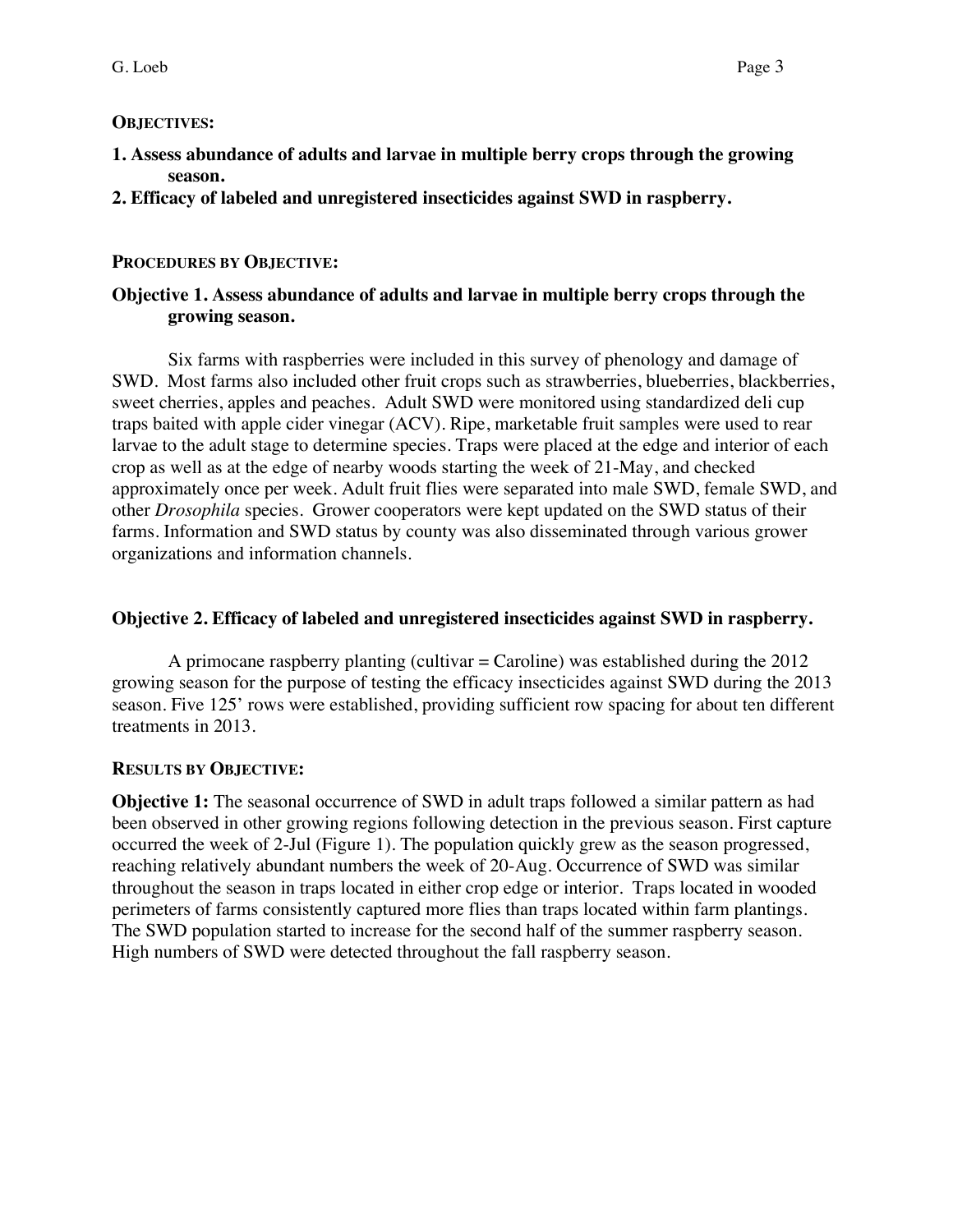**OBJECTIVES:**

**1. Assess abundance of adults and larvae in multiple berry crops through the growing season.**

**2. Efficacy of labeled and unregistered insecticides against SWD in raspberry.**

**PROCEDURES BY OBJECTIVE:**

**Objective 1. Assess abundance of adults and larvae in multiple berry crops through the growing season.**

Six farms with raspberries were included in this survey of phenology and damage of SWD. Most farms also included other fruit crops such as strawberries, blueberries, blackberries, sweet cherries, apples and peaches. Adult SWD were monitored using standardized deli cup traps baited with apple cider vinegar (ACV). Ripe, marketable fruit samples were used to rear larvae to the adult stage to determine species. Traps were placed at the edge and interior of each crop as well as at the edge of nearby woods starting the week of 21-May, and checked approximately once per week. Adult fruit flies were separated into male SWD, female SWD, and other *Drosophila* species. Grower cooperators were kept updated on the SWD status of their farms. Information and SWD status by county was also disseminated through various grower organizations and information channels.

**Objective 2. Efficacy of labeled and unregistered insecticides against SWD in raspberry.**

A primocane raspberry planting (cultivar = Caroline) was established during the 2012 growing season for the purpose of testing the efficacy insecticides against SWD during the 2013 season. Five 125' rows were established, providing sufficient row spacing for about ten different treatments in 2013.

**RESULTS BY OBJECTIVE:**

**Objective 1:** The seasonal occurrence of SWD in adult traps followed a similar pattern as had been observed in other growing regions following detection in the previous season. First capture occurred the week of 2-Jul (Figure 1). The population quickly grew as the season progressed, reaching relatively abundant numbers the week of 20-Aug. Occurrence of SWD was similar throughout the season in traps located in either crop edge or interior. Traps located in wooded perimeters of farms consistently captured more flies than traps located within farm plantings. The SWD population started to increase for the second half of the summer raspberry season. High numbers of SWD were detected throughout the fall raspberry season.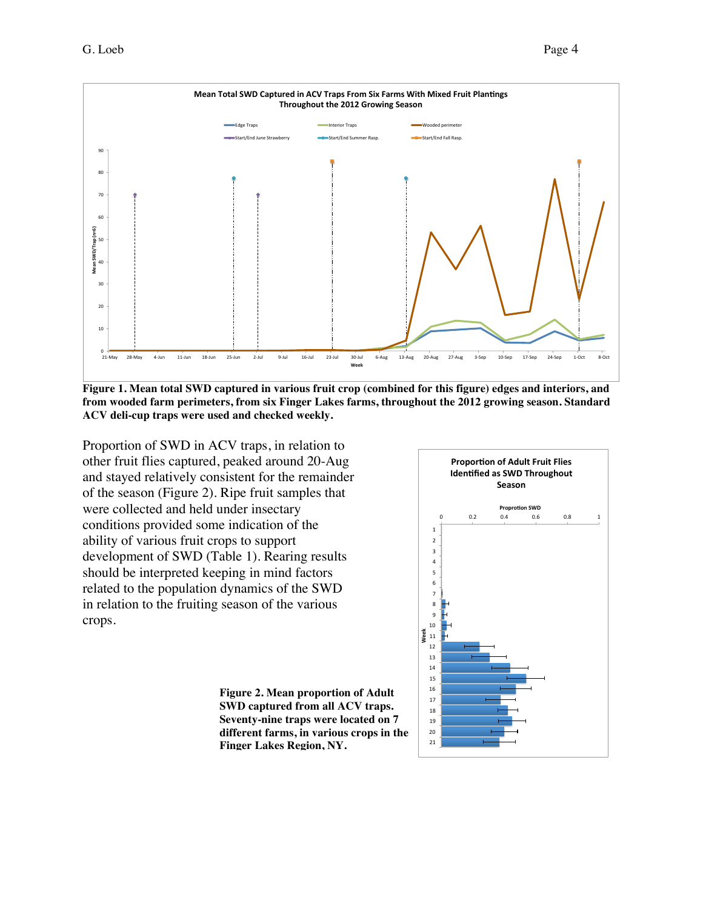**Figure 1. Mean total SWD captured in various fruit crop (combined for this figure) edges and interiors, and from wooded farm perimeters, from six Finger Lakes farms, throughout the 2012 growing season. Standard ACV deli-cup traps were used and checked weekly.**

Proportion of SWD in ACV traps, in relation to other fruit flies captured, peaked around 20-Aug and stayed relatively consistent for the remainder of the season (Figure 2). Ripe fruit samples that were collected and held under insectary conditions provided some indication of the ability of various fruit crops to support development of SWD (Table 1). Rearing results should be interpreted keeping in mind factors related to the population dynamics of the SWD in relation to the fruiting season of the various crops.

**Figure 2. Mean proportion of Adult SWD captured from all ACV traps. Seventy-nine traps were located on 7 different farms, in various crops in the Finger Lakes Region, NY.**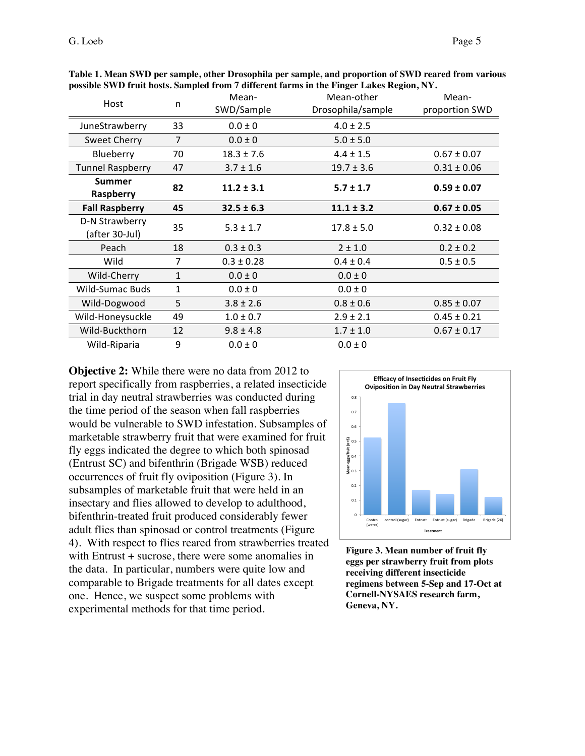**Table 1. Mean SWD per sample, other Drosophila per sample, and proportion of SWD reared from various possible SWD fruit hosts. Sampled from 7 different farms in the Finger Lakes Region, NY.**

| Host | n | Mean-SWD/Sample | Mean-other Drosophila/sample | Mean-proportion SWD |
|---|---|---|---|---|
| JuneStrawberry | 33 | 0.0 ± 0 | 4.0 ± 2.5 | |
| Sweet Cherry | 7 | 0.0 ± 0 | 5.0 ± 5.0 | |
| Blueberry | 70 | 18.3 ± 7.6 | 4.4 ± 1.5 | 0.67 ± 0.07 |
| Tunnel Raspberry | 47 | 3.7 ± 1.6 | 19.7 ± 3.6 | 0.31 ± 0.06 |
| **Summer Raspberry** | **82** | **11.2 ± 3.1** | **5.7 ± 1.7** | **0.59 ± 0.07** |
| **Fall Raspberry** | **45** | **32.5 ± 6.3** | **11.1 ± 3.2** | **0.67 ± 0.05** |
| D-N Strawberry (after 30-Jul) | 35 | 5.3 ± 1.7 | 17.8 ± 5.0 | 0.32 ± 0.08 |
| Peach | 18 | 0.3 ± 0.3 | 2 ± 1.0 | 0.2 ± 0.2 |
| Wild | 7 | 0.3 ± 0.28 | 0.4 ± 0.4 | 0.5 ± 0.5 |
| Wild-Cherry | 1 | 0.0 ± 0 | 0.0 ± 0 | |
| Wild-Sumac Buds | 1 | 0.0 ± 0 | 0.0 ± 0 | |
| Wild-Dogwood | 5 | 3.8 ± 2.6 | 0.8 ± 0.6 | 0.85 ± 0.07 |
| Wild-Honeysuckle | 49 | 1.0 ± 0.7 | 2.9 ± 2.1 | 0.45 ± 0.21 |
| Wild-Buckthorn | 12 | 9.8 ± 4.8 | 1.7 ± 1.0 | 0.67 ± 0.17 |
| Wild-Riparia | 9 | 0.0 ± 0 | 0.0 ± 0 | |

**Objective 2:** While there were no data from 2012 to report specifically from raspberries, a related insecticide trial in day neutral strawberries was conducted during the time period of the season when fall raspberries would be vulnerable to SWD infestation. Subsamples of marketable strawberry fruit that were examined for fruit fly eggs indicated the degree to which both spinosad (Entrust SC) and bifenthrin (Brigade WSB) reduced occurrences of fruit fly oviposition (Figure 3). In subsamples of marketable fruit that were held in an insectary and flies allowed to develop to adulthood, bifenthrin-treated fruit produced considerably fewer adult flies than spinosad or control treatments (Figure 4). With respect to flies reared from strawberries treated with Entrust + sucrose, there were some anomalies in the data. In particular, numbers were quite low and comparable to Brigade treatments for all dates except one. Hence, we suspect some problems with experimental methods for that time period.

**Figure 3. Mean number of fruit fly eggs per strawberry fruit from plots receiving different insecticide regimens between 5-Sep and 17-Oct at Cornell-NYSAES research farm, Geneva, NY.**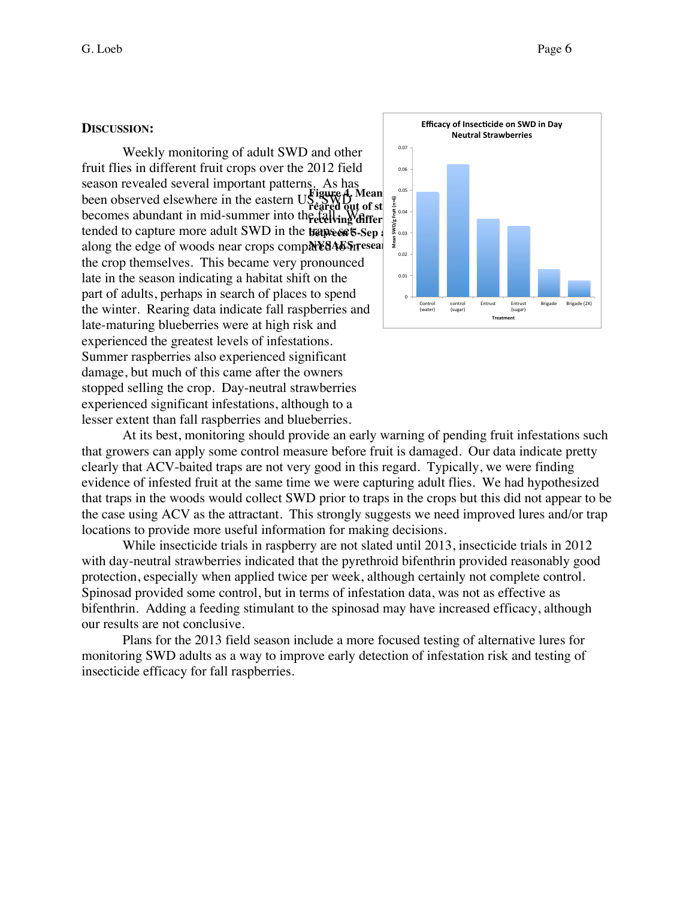## DISCUSSION:

Weekly monitoring of adult SWD and other fruit flies in different fruit crops over the 2012 field season revealed several important patterns. As has been observed elsewhere in the eastern US, SWD becomes abundant in mid-summer into the fall. We tended to capture more adult SWD in the traps set along the edge of woods near crops compared to in the crop themselves. This became very pronounced late in the season indicating a habitat shift on the part of adults, perhaps in search of places to spend the winter. Rearing data indicate fall raspberries and late-maturing blueberries were at high risk and experienced the greatest levels of infestations. Summer raspberries also experienced significant damage, but much of this came after the owners stopped selling the crop. Day-neutral strawberries experienced significant infestations, although to a lesser extent than fall raspberries and blueberries.

**Efficacy of Insecticide on SWD in Day Neutral Strawberries**

| Treatment | Mean SWD/g Fruit (n=8) |
|---|---|
| Control (water) | ~0.049 |
| control (sugar) | ~0.062 |
| Entrust | ~0.037 |
| Entrust (sugar) | ~0.033 |
| Brigade | ~0.013 |
| Brigade (2X) | ~0.008 |

**Figure 4. Mean ... reared out of st... receiving differ... between 5-Sep a... NYSAES resear...**

At its best, monitoring should provide an early warning of pending fruit infestations such that growers can apply some control measure before fruit is damaged. Our data indicate pretty clearly that ACV-baited traps are not very good in this regard. Typically, we were finding evidence of infested fruit at the same time we were capturing adult flies. We had hypothesized that traps in the woods would collect SWD prior to traps in the crops but this did not appear to be the case using ACV as the attractant. This strongly suggests we need improved lures and/or trap locations to provide more useful information for making decisions.

While insecticide trials in raspberry are not slated until 2013, insecticide trials in 2012 with day-neutral strawberries indicated that the pyrethroid bifenthrin provided reasonably good protection, especially when applied twice per week, although certainly not complete control. Spinosad provided some control, but in terms of infestation data, was not as effective as bifenthrin. Adding a feeding stimulant to the spinosad may have increased efficacy, although our results are not conclusive.

Plans for the 2013 field season include a more focused testing of alternative lures for monitoring SWD adults as a way to improve early detection of infestation risk and testing of insecticide efficacy for fall raspberries.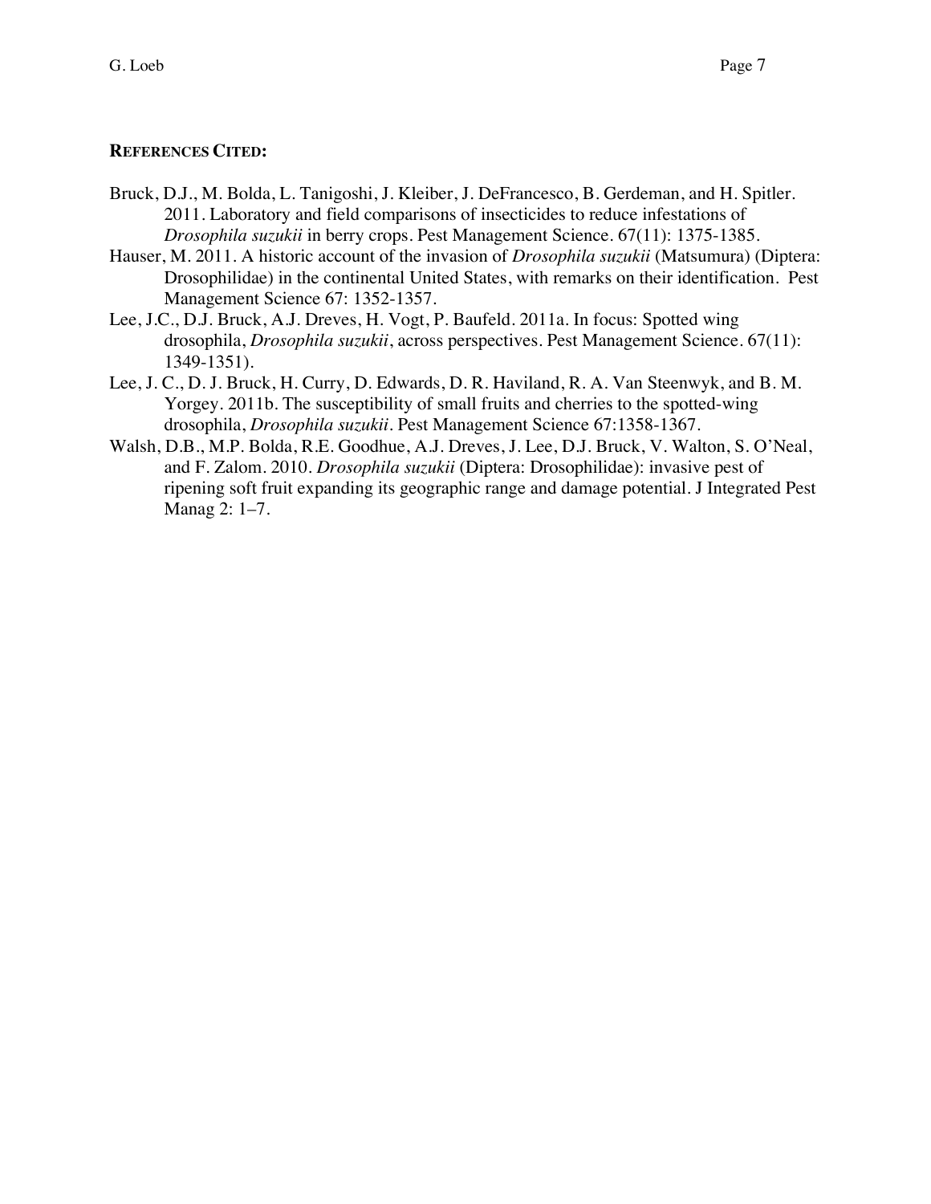## References Cited:

Bruck, D.J., M. Bolda, L. Tanigoshi, J. Kleiber, J. DeFrancesco, B. Gerdeman, and H. Spitler. 2011. Laboratory and field comparisons of insecticides to reduce infestations of *Drosophila suzukii* in berry crops. Pest Management Science. 67(11): 1375-1385.

Hauser, M. 2011. A historic account of the invasion of *Drosophila suzukii* (Matsumura) (Diptera: Drosophilidae) in the continental United States, with remarks on their identification. Pest Management Science 67: 1352-1357.

Lee, J.C., D.J. Bruck, A.J. Dreves, H. Vogt, P. Baufeld. 2011a. In focus: Spotted wing drosophila, *Drosophila suzukii*, across perspectives. Pest Management Science. 67(11): 1349-1351).

Lee, J. C., D. J. Bruck, H. Curry, D. Edwards, D. R. Haviland, R. A. Van Steenwyk, and B. M. Yorgey. 2011b. The susceptibility of small fruits and cherries to the spotted-wing drosophila, *Drosophila suzukii*. Pest Management Science 67:1358-1367.

Walsh, D.B., M.P. Bolda, R.E. Goodhue, A.J. Dreves, J. Lee, D.J. Bruck, V. Walton, S. O'Neal, and F. Zalom. 2010. *Drosophila suzukii* (Diptera: Drosophilidae): invasive pest of ripening soft fruit expanding its geographic range and damage potential. J Integrated Pest Manag 2: 1–7.